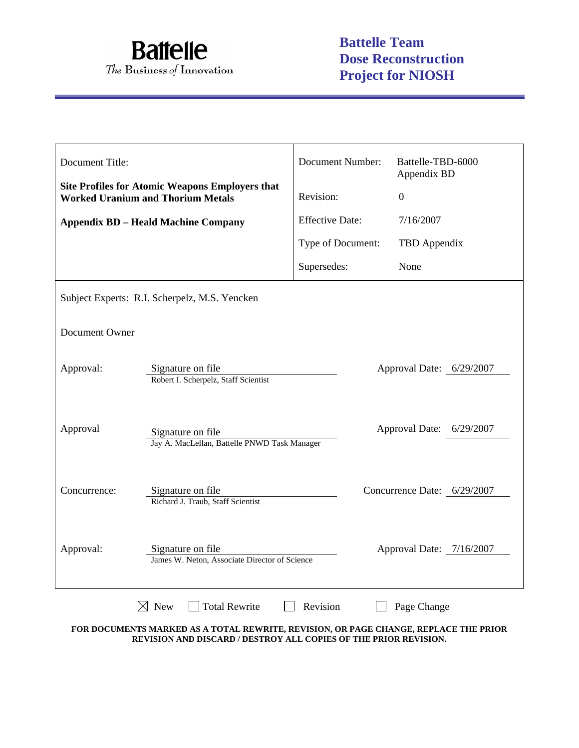**Battelle**
*The Business of Innovation*

# Battelle Team Dose Reconstruction Project for NIOSH

| Document Title: | Document Number: | Battelle-TBD-6000 Appendix BD |
| --- | --- | --- |
| **Site Profiles for Atomic Weapons Employers that Worked Uranium and Thorium Metals** | Revision: | 0 |
| **Appendix BD – Heald Machine Company** | Effective Date: | 7/16/2007 |
| | Type of Document: | TBD Appendix |
| | Supersedes: | None |

Subject Experts: R.I. Scherpelz, M.S. Yencken

Document Owner

| | | | |
| --- | --- | --- | --- |
| Approval: | Signature on file<br>Robert I. Scherpelz, Staff Scientist | Approval Date: | 6/29/2007 |
| Approval | Signature on file<br>Jay A. MacLellan, Battelle PNWD Task Manager | Approval Date: | 6/29/2007 |
| Concurrence: | Signature on file<br>Richard J. Traub, Staff Scientist | Concurrence Date: | 6/29/2007 |
| Approval: | Signature on file<br>James W. Neton, Associate Director of Science | Approval Date: | 7/16/2007 |

☒ New ☐ Total Rewrite ☐ Revision ☐ Page Change

**FOR DOCUMENTS MARKED AS A TOTAL REWRITE, REVISION, OR PAGE CHANGE, REPLACE THE PRIOR REVISION AND DISCARD / DESTROY ALL COPIES OF THE PRIOR REVISION.**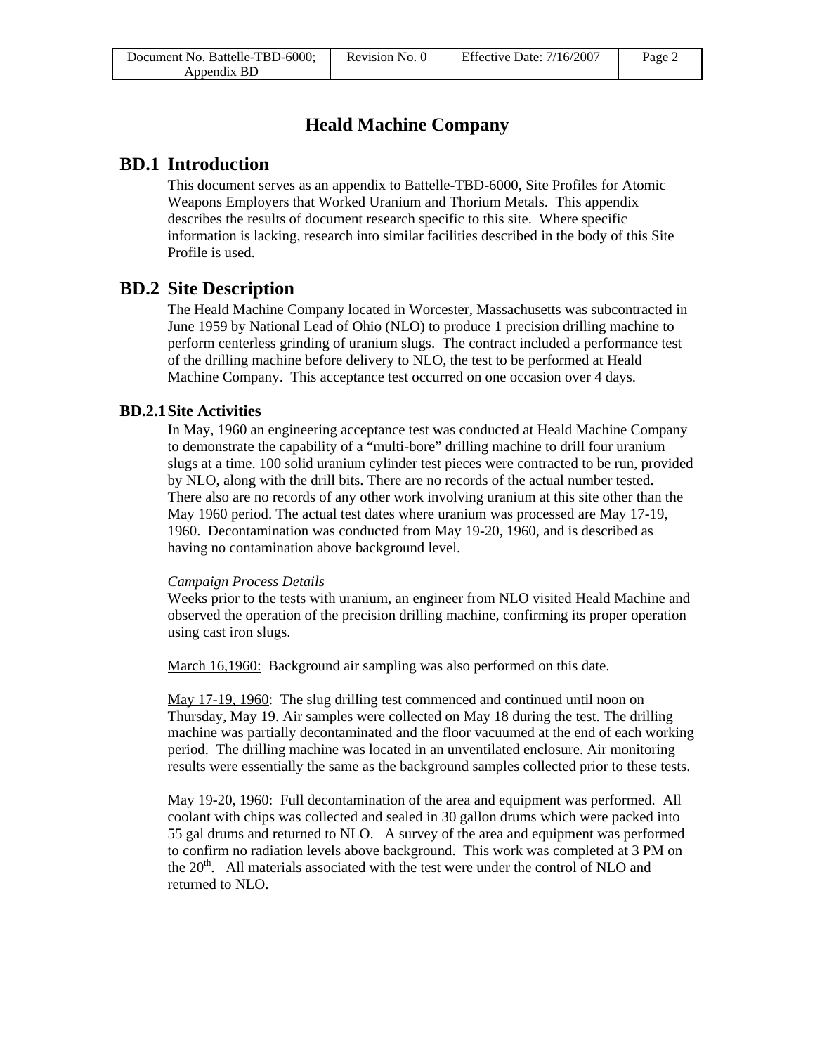# Heald Machine Company

## BD.1 Introduction

This document serves as an appendix to Battelle-TBD-6000, Site Profiles for Atomic Weapons Employers that Worked Uranium and Thorium Metals. This appendix describes the results of document research specific to this site. Where specific information is lacking, research into similar facilities described in the body of this Site Profile is used.

## BD.2 Site Description

The Heald Machine Company located in Worcester, Massachusetts was subcontracted in June 1959 by National Lead of Ohio (NLO) to produce 1 precision drilling machine to perform centerless grinding of uranium slugs. The contract included a performance test of the drilling machine before delivery to NLO, the test to be performed at Heald Machine Company. This acceptance test occurred on one occasion over 4 days.

### BD.2.1 Site Activities

In May, 1960 an engineering acceptance test was conducted at Heald Machine Company to demonstrate the capability of a "multi-bore" drilling machine to drill four uranium slugs at a time. 100 solid uranium cylinder test pieces were contracted to be run, provided by NLO, along with the drill bits. There are no records of the actual number tested. There also are no records of any other work involving uranium at this site other than the May 1960 period. The actual test dates where uranium was processed are May 17-19, 1960. Decontamination was conducted from May 19-20, 1960, and is described as having no contamination above background level.

*Campaign Process Details*

Weeks prior to the tests with uranium, an engineer from NLO visited Heald Machine and observed the operation of the precision drilling machine, confirming its proper operation using cast iron slugs.

<u>March 16,1960:</u> Background air sampling was also performed on this date.

<u>May 17-19, 1960</u>: The slug drilling test commenced and continued until noon on Thursday, May 19. Air samples were collected on May 18 during the test. The drilling machine was partially decontaminated and the floor vacuumed at the end of each working period. The drilling machine was located in an unventilated enclosure. Air monitoring results were essentially the same as the background samples collected prior to these tests.

<u>May 19-20, 1960</u>: Full decontamination of the area and equipment was performed. All coolant with chips was collected and sealed in 30 gallon drums which were packed into 55 gal drums and returned to NLO. A survey of the area and equipment was performed to confirm no radiation levels above background. This work was completed at 3 PM on the 20th. All materials associated with the test were under the control of NLO and returned to NLO.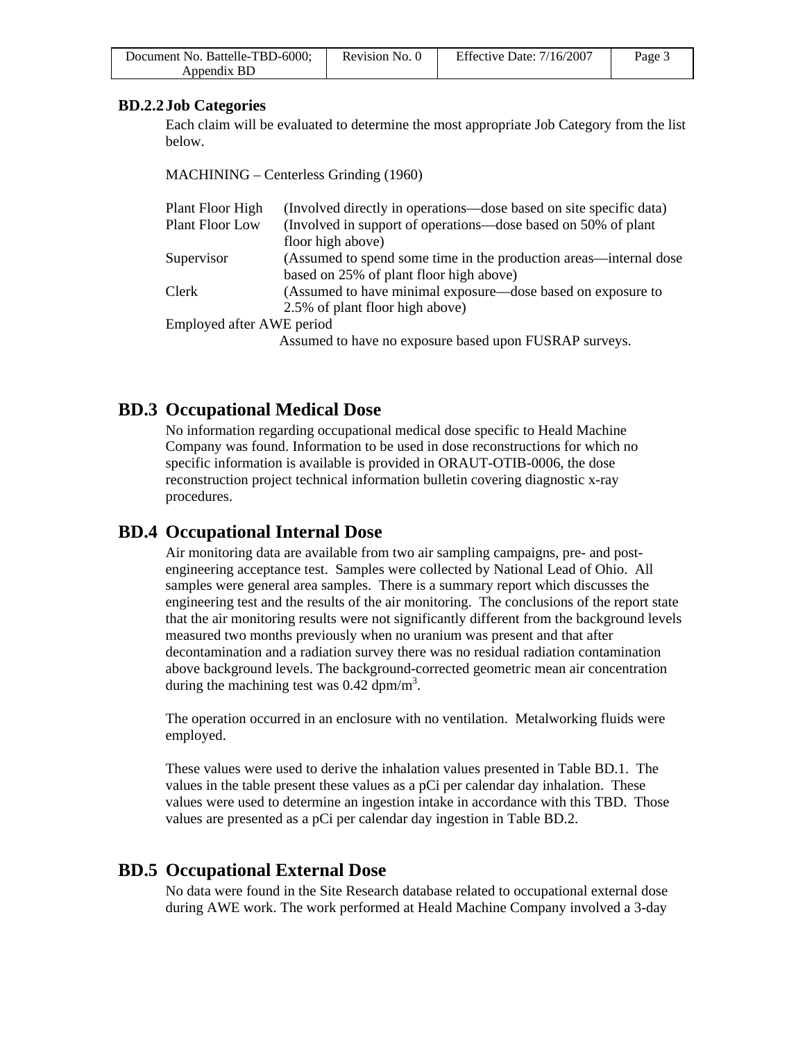### BD.2.2 Job Categories

Each claim will be evaluated to determine the most appropriate Job Category from the list below.

MACHINING – Centerless Grinding (1960)

| | |
|---|---|
| Plant Floor High | (Involved directly in operations—dose based on site specific data) |
| Plant Floor Low | (Involved in support of operations—dose based on 50% of plant floor high above) |
| Supervisor | (Assumed to spend some time in the production areas—internal dose based on 25% of plant floor high above) |
| Clerk | (Assumed to have minimal exposure—dose based on exposure to 2.5% of plant floor high above) |

Employed after AWE period

Assumed to have no exposure based upon FUSRAP surveys.

## BD.3 Occupational Medical Dose

No information regarding occupational medical dose specific to Heald Machine Company was found. Information to be used in dose reconstructions for which no specific information is available is provided in ORAUT-OTIB-0006, the dose reconstruction project technical information bulletin covering diagnostic x-ray procedures.

## BD.4 Occupational Internal Dose

Air monitoring data are available from two air sampling campaigns, pre- and post-engineering acceptance test. Samples were collected by National Lead of Ohio. All samples were general area samples. There is a summary report which discusses the engineering test and the results of the air monitoring. The conclusions of the report state that the air monitoring results were not significantly different from the background levels measured two months previously when no uranium was present and that after decontamination and a radiation survey there was no residual radiation contamination above background levels. The background-corrected geometric mean air concentration during the machining test was 0.42 dpm/m$^3$.

The operation occurred in an enclosure with no ventilation. Metalworking fluids were employed.

These values were used to derive the inhalation values presented in Table BD.1. The values in the table present these values as a pCi per calendar day inhalation. These values were used to determine an ingestion intake in accordance with this TBD. Those values are presented as a pCi per calendar day ingestion in Table BD.2.

## BD.5 Occupational External Dose

No data were found in the Site Research database related to occupational external dose during AWE work. The work performed at Heald Machine Company involved a 3-day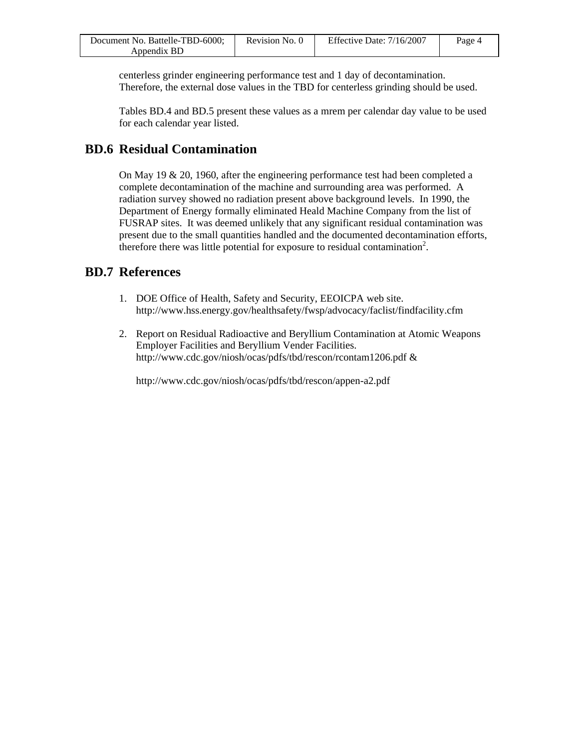centerless grinder engineering performance test and 1 day of decontamination. Therefore, the external dose values in the TBD for centerless grinding should be used.

Tables BD.4 and BD.5 present these values as a mrem per calendar day value to be used for each calendar year listed.

## BD.6 Residual Contamination

On May 19 & 20, 1960, after the engineering performance test had been completed a complete decontamination of the machine and surrounding area was performed. A radiation survey showed no radiation present above background levels. In 1990, the Department of Energy formally eliminated Heald Machine Company from the list of FUSRAP sites. It was deemed unlikely that any significant residual contamination was present due to the small quantities handled and the documented decontamination efforts, therefore there was little potential for exposure to residual contamination[2].

## BD.7 References

1. DOE Office of Health, Safety and Security, EEOICPA web site. http://www.hss.energy.gov/healthsafety/fwsp/advocacy/faclist/findfacility.cfm

2. Report on Residual Radioactive and Beryllium Contamination at Atomic Weapons Employer Facilities and Beryllium Vender Facilities. http://www.cdc.gov/niosh/ocas/pdfs/tbd/rescon/rcontam1206.pdf &

   http://www.cdc.gov/niosh/ocas/pdfs/tbd/rescon/appen-a2.pdf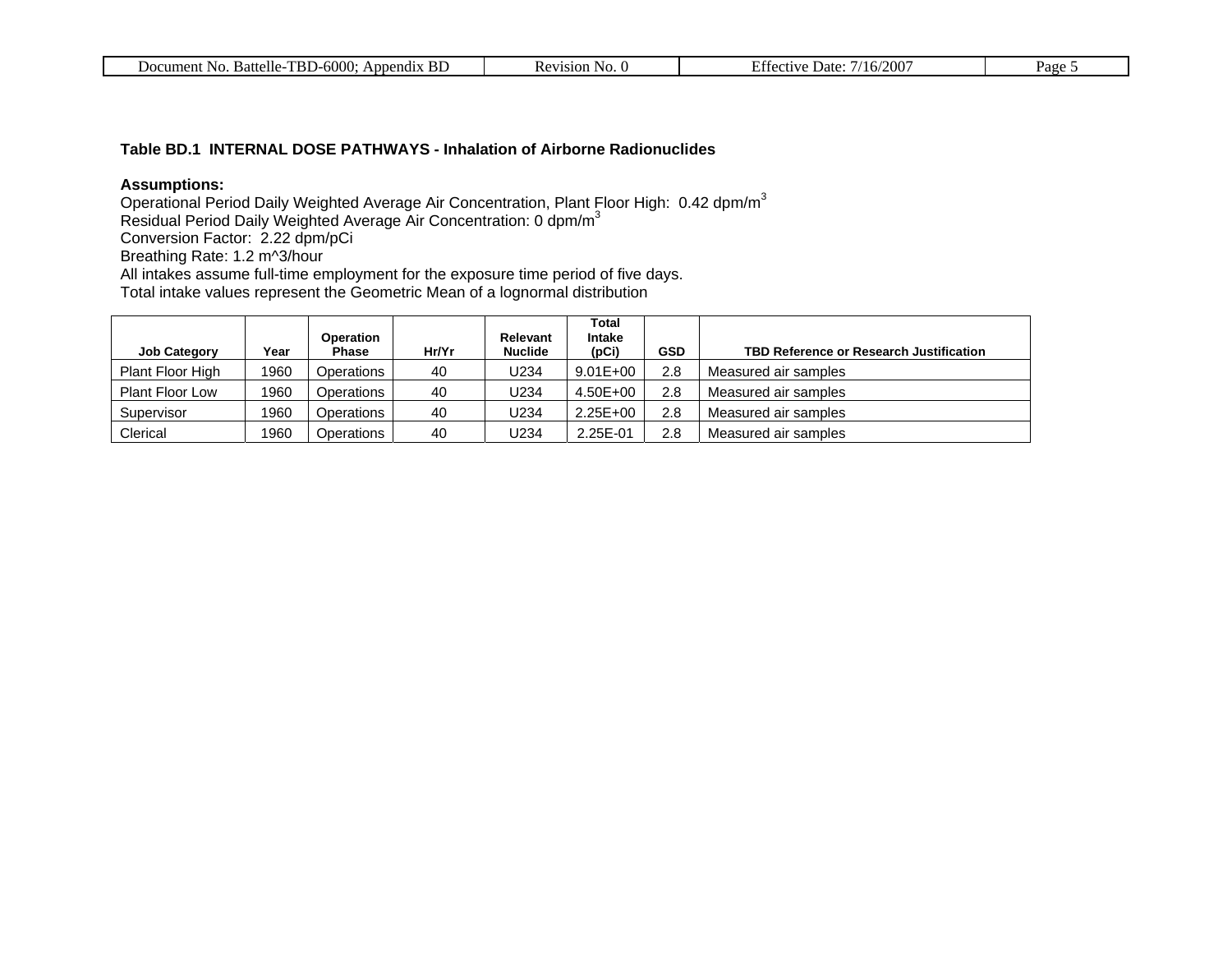**Table BD.1 INTERNAL DOSE PATHWAYS - Inhalation of Airborne Radionuclides**

**Assumptions:**
Operational Period Daily Weighted Average Air Concentration, Plant Floor High: 0.42 dpm/$m^3$
Residual Period Daily Weighted Average Air Concentration: 0 dpm/$m^3$
Conversion Factor: 2.22 dpm/pCi
Breathing Rate: 1.2 m^3/hour
All intakes assume full-time employment for the exposure time period of five days.
Total intake values represent the Geometric Mean of a lognormal distribution

| Job Category | Year | Operation Phase | Hr/Yr | Relevant Nuclide | Total Intake (pCi) | GSD | TBD Reference or Research Justification |
|---|---|---|---|---|---|---|---|
| Plant Floor High | 1960 | Operations | 40 | U234 | 9.01E+00 | 2.8 | Measured air samples |
| Plant Floor Low | 1960 | Operations | 40 | U234 | 4.50E+00 | 2.8 | Measured air samples |
| Supervisor | 1960 | Operations | 40 | U234 | 2.25E+00 | 2.8 | Measured air samples |
| Clerical | 1960 | Operations | 40 | U234 | 2.25E-01 | 2.8 | Measured air samples |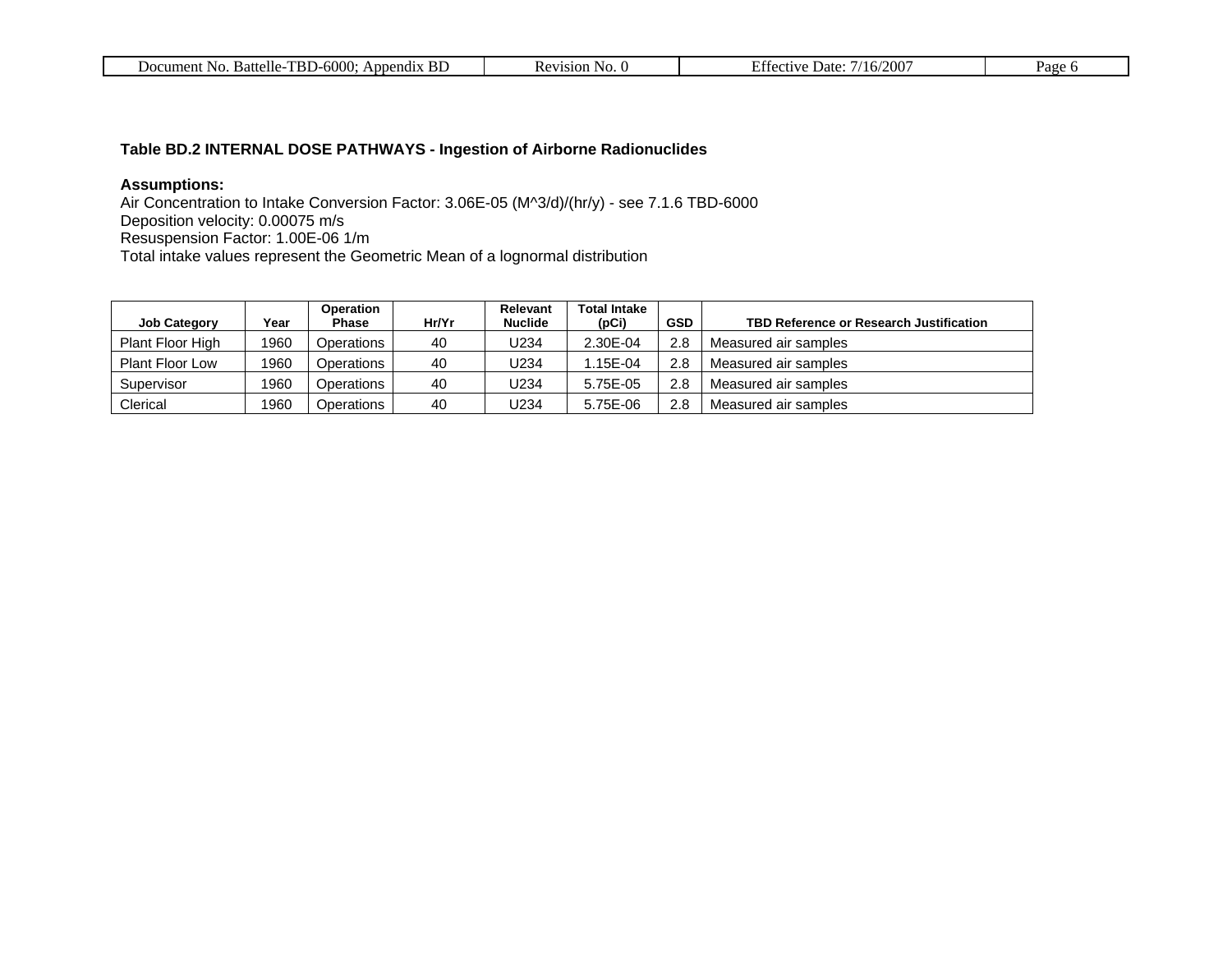### Table BD.2 INTERNAL DOSE PATHWAYS - Ingestion of Airborne Radionuclides

**Assumptions:**
Air Concentration to Intake Conversion Factor: 3.06E-05 (M^3/d)/(hr/y) - see 7.1.6 TBD-6000
Deposition velocity: 0.00075 m/s
Resuspension Factor: 1.00E-06 1/m
Total intake values represent the Geometric Mean of a lognormal distribution

| Job Category | Year | Operation Phase | Hr/Yr | Relevant Nuclide | Total Intake (pCi) | GSD | TBD Reference or Research Justification |
|---|---|---|---|---|---|---|---|
| Plant Floor High | 1960 | Operations | 40 | U234 | 2.30E-04 | 2.8 | Measured air samples |
| Plant Floor Low | 1960 | Operations | 40 | U234 | 1.15E-04 | 2.8 | Measured air samples |
| Supervisor | 1960 | Operations | 40 | U234 | 5.75E-05 | 2.8 | Measured air samples |
| Clerical | 1960 | Operations | 40 | U234 | 5.75E-06 | 2.8 | Measured air samples |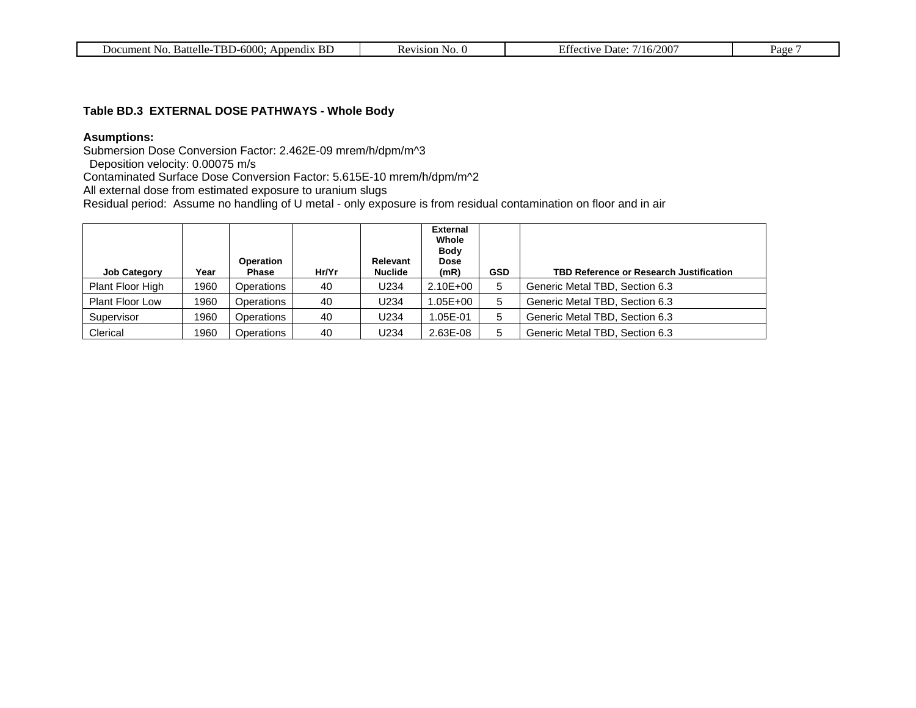**Table BD.3 EXTERNAL DOSE PATHWAYS - Whole Body**

**Asumptions:**

Submersion Dose Conversion Factor: 2.462E-09 mrem/h/dpm/m^3
  Deposition velocity: 0.00075 m/s
Contaminated Surface Dose Conversion Factor: 5.615E-10 mrem/h/dpm/m^2
All external dose from estimated exposure to uranium slugs
Residual period: Assume no handling of U metal - only exposure is from residual contamination on floor and in air

| Job Category | Year | Operation Phase | Hr/Yr | Relevant Nuclide | External Whole Body Dose (mR) | GSD | TBD Reference or Research Justification |
|---|---|---|---|---|---|---|---|
| Plant Floor High | 1960 | Operations | 40 | U234 | 2.10E+00 | 5 | Generic Metal TBD, Section 6.3 |
| Plant Floor Low | 1960 | Operations | 40 | U234 | 1.05E+00 | 5 | Generic Metal TBD, Section 6.3 |
| Supervisor | 1960 | Operations | 40 | U234 | 1.05E-01 | 5 | Generic Metal TBD, Section 6.3 |
| Clerical | 1960 | Operations | 40 | U234 | 2.63E-08 | 5 | Generic Metal TBD, Section 6.3 |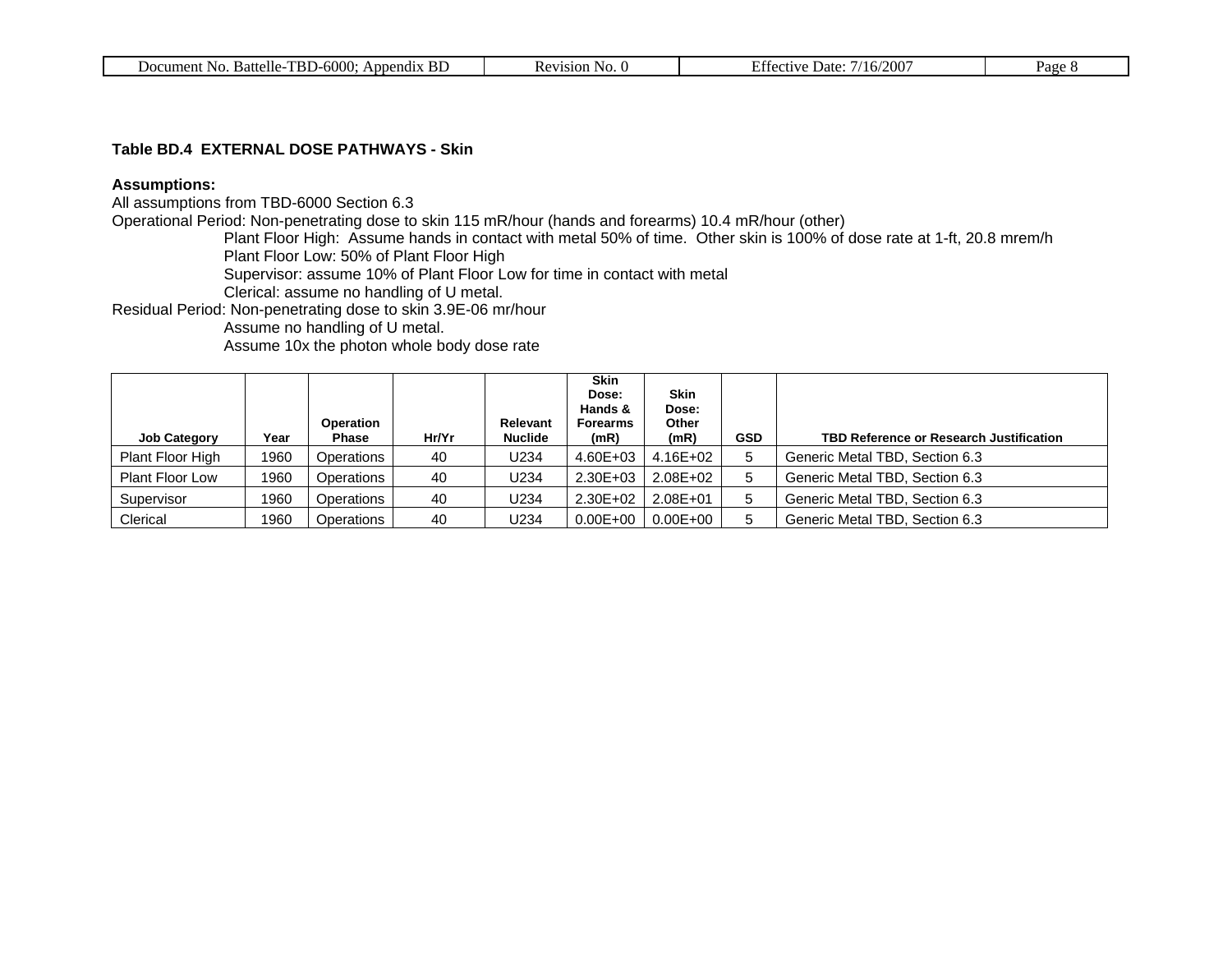**Table BD.4 EXTERNAL DOSE PATHWAYS - Skin**

**Assumptions:**

All assumptions from TBD-6000 Section 6.3

Operational Period: Non-penetrating dose to skin 115 mR/hour (hands and forearms) 10.4 mR/hour (other)

Plant Floor High: Assume hands in contact with metal 50% of time. Other skin is 100% of dose rate at 1-ft, 20.8 mrem/h

Plant Floor Low: 50% of Plant Floor High

Supervisor: assume 10% of Plant Floor Low for time in contact with metal

Clerical: assume no handling of U metal.

Residual Period: Non-penetrating dose to skin 3.9E-06 mr/hour

Assume no handling of U metal.

Assume 10x the photon whole body dose rate

| Job Category | Year | Operation Phase | Hr/Yr | Relevant Nuclide | Skin Dose: Hands & Forearms (mR) | Skin Dose: Other (mR) | GSD | TBD Reference or Research Justification |
|---|---|---|---|---|---|---|---|---|
| Plant Floor High | 1960 | Operations | 40 | U234 | 4.60E+03 | 4.16E+02 | 5 | Generic Metal TBD, Section 6.3 |
| Plant Floor Low | 1960 | Operations | 40 | U234 | 2.30E+03 | 2.08E+02 | 5 | Generic Metal TBD, Section 6.3 |
| Supervisor | 1960 | Operations | 40 | U234 | 2.30E+02 | 2.08E+01 | 5 | Generic Metal TBD, Section 6.3 |
| Clerical | 1960 | Operations | 40 | U234 | 0.00E+00 | 0.00E+00 | 5 | Generic Metal TBD, Section 6.3 |